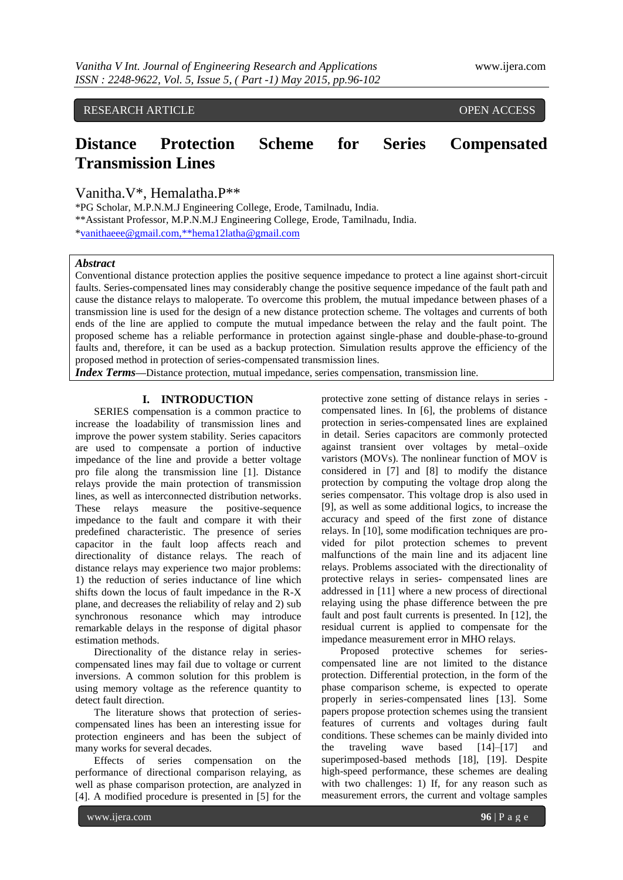RESEARCH ARTICLE OPEN ACCESS

# Distance Protection Scheme for Series Compensated Transmission Lines

Vanitha.V*, Hemalatha.P**

*PG Scholar, M.P.N.M.J Engineering College, Erode, Tamilnadu, India.
**Assistant Professor, M.P.N.M.J Engineering College, Erode, Tamilnadu, India.
*vanithaeee@gmail.com,**hema12latha@gmail.com

***Abstract***

Conventional distance protection applies the positive sequence impedance to protect a line against short-circuit faults. Series-compensated lines may considerably change the positive sequence impedance of the fault path and cause the distance relays to maloperate. To overcome this problem, the mutual impedance between phases of a transmission line is used for the design of a new distance protection scheme. The voltages and currents of both ends of the line are applied to compute the mutual impedance between the relay and the fault point. The proposed scheme has a reliable performance in protection against single-phase and double-phase-to-ground faults and, therefore, it can be used as a backup protection. Simulation results approve the efficiency of the proposed method in protection of series-compensated transmission lines.

***Index Terms*****—**Distance protection, mutual impedance, series compensation, transmission line.

## I. INTRODUCTION

SERIES compensation is a common practice to increase the loadability of transmission lines and improve the power system stability. Series capacitors are used to compensate a portion of inductive impedance of the line and provide a better voltage pro file along the transmission line [1]. Distance relays provide the main protection of transmission lines, as well as interconnected distribution networks. These relays measure the positive-sequence impedance to the fault and compare it with their predefined characteristic. The presence of series capacitor in the fault loop affects reach and directionality of distance relays. The reach of distance relays may experience two major problems: 1) the reduction of series inductance of line which shifts down the locus of fault impedance in the R-X plane, and decreases the reliability of relay and 2) sub synchronous resonance which may introduce remarkable delays in the response of digital phasor estimation methods.

Directionality of the distance relay in series-compensated lines may fail due to voltage or current inversions. A common solution for this problem is using memory voltage as the reference quantity to detect fault direction.

The literature shows that protection of series-compensated lines has been an interesting issue for protection engineers and has been the subject of many works for several decades.

Effects of series compensation on the performance of directional comparison relaying, as well as phase comparison protection, are analyzed in [4]. A modified procedure is presented in [5] for the protective zone setting of distance relays in series -compensated lines. In [6], the problems of distance protection in series-compensated lines are explained in detail. Series capacitors are commonly protected against transient over voltages by metal–oxide varistors (MOVs). The nonlinear function of MOV is considered in [7] and [8] to modify the distance protection by computing the voltage drop along the series compensator. This voltage drop is also used in [9], as well as some additional logics, to increase the accuracy and speed of the first zone of distance relays. In [10], some modification techniques are provided for pilot protection schemes to prevent malfunctions of the main line and its adjacent line relays. Problems associated with the directionality of protective relays in series- compensated lines are addressed in [11] where a new process of directional relaying using the phase difference between the pre fault and post fault currents is presented. In [12], the residual current is applied to compensate for the impedance measurement error in MHO relays.

Proposed protective schemes for series-compensated line are not limited to the distance protection. Differential protection, in the form of the phase comparison scheme, is expected to operate properly in series-compensated lines [13]. Some papers propose protection schemes using the transient features of currents and voltages during fault conditions. These schemes can be mainly divided into the traveling wave based [14]–[17] and superimposed-based methods [18], [19]. Despite high-speed performance, these schemes are dealing with two challenges: 1) If, for any reason such as measurement errors, the current and voltage samples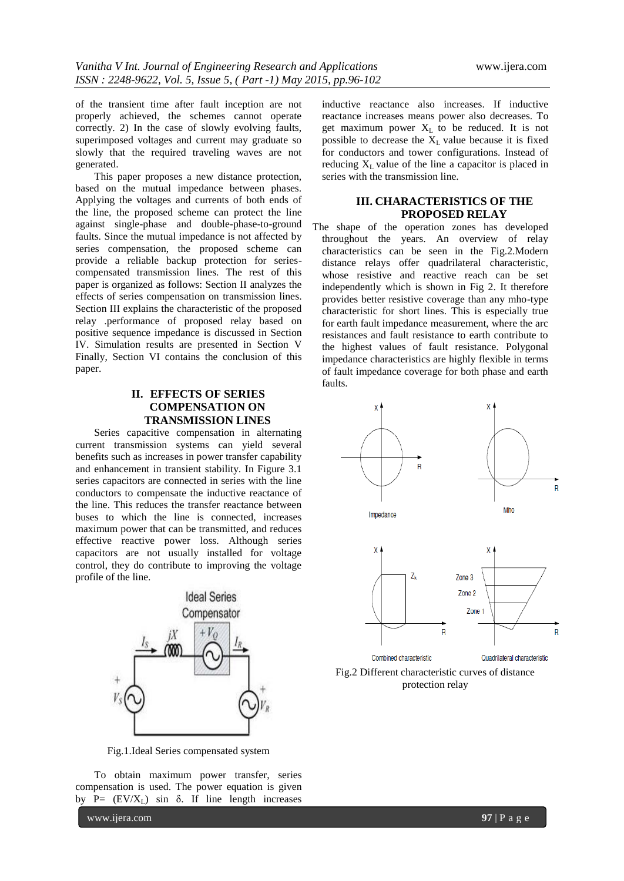of the transient time after fault inception are not properly achieved, the schemes cannot operate correctly. 2) In the case of slowly evolving faults, superimposed voltages and current may graduate so slowly that the required traveling waves are not generated.

This paper proposes a new distance protection, based on the mutual impedance between phases. Applying the voltages and currents of both ends of the line, the proposed scheme can protect the line against single-phase and double-phase-to-ground faults. Since the mutual impedance is not affected by series compensation, the proposed scheme can provide a reliable backup protection for series-compensated transmission lines. The rest of this paper is organized as follows: Section II analyzes the effects of series compensation on transmission lines. Section III explains the characteristic of the proposed relay .performance of proposed relay based on positive sequence impedance is discussed in Section IV. Simulation results are presented in Section V Finally, Section VI contains the conclusion of this paper.

## II. EFFECTS OF SERIES COMPENSATION ON TRANSMISSION LINES

Series capacitive compensation in alternating current transmission systems can yield several benefits such as increases in power transfer capability and enhancement in transient stability. In Figure 3.1 series capacitors are connected in series with the line conductors to compensate the inductive reactance of the line. This reduces the transfer reactance between buses to which the line is connected, increases maximum power that can be transmitted, and reduces effective reactive power loss. Although series capacitors are not usually installed for voltage control, they do contribute to improving the voltage profile of the line.

Fig.1.Ideal Series compensated system

To obtain maximum power transfer, series compensation is used. The power equation is given by $P= (EV/X_L) \sin \delta$. If line length increases inductive reactance also increases. If inductive reactance increases means power also decreases. To get maximum power $X_L$ to be reduced. It is not possible to decrease the $X_L$ value because it is fixed for conductors and tower configurations. Instead of reducing $X_L$ value of the line a capacitor is placed in series with the transmission line.

## III. CHARACTERISTICS OF THE PROPOSED RELAY

The shape of the operation zones has developed throughout the years. An overview of relay characteristics can be seen in the Fig.2.Modern distance relays offer quadrilateral characteristic, whose resistive and reactive reach can be set independently which is shown in Fig 2. It therefore provides better resistive coverage than any mho-type characteristic for short lines. This is especially true for earth fault impedance measurement, where the arc resistances and fault resistance to earth contribute to the highest values of fault resistance. Polygonal impedance characteristics are highly flexible in terms of fault impedance coverage for both phase and earth faults.

Fig.2 Different characteristic curves of distance protection relay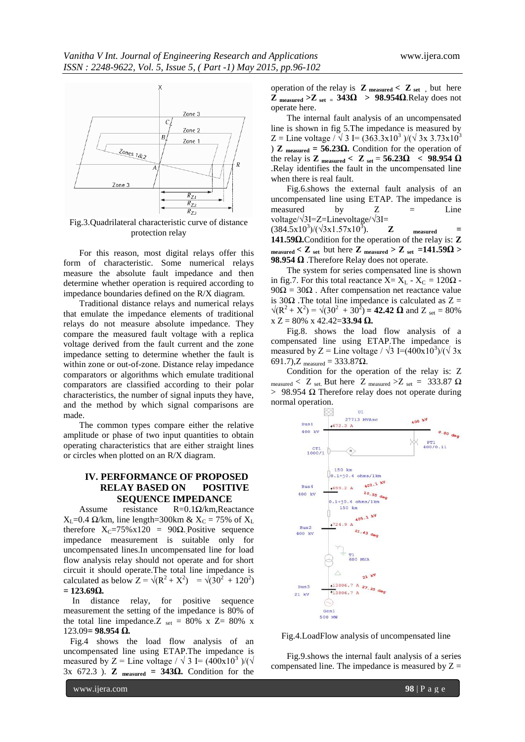Fig.3.Quadrilateral characteristic curve of distance protection relay

For this reason, most digital relays offer this form of characteristic. Some numerical relays measure the absolute fault impedance and then determine whether operation is required according to impedance boundaries defined on the R/X diagram.

Traditional distance relays and numerical relays that emulate the impedance elements of traditional relays do not measure absolute impedance. They compare the measured fault voltage with a replica voltage derived from the fault current and the zone impedance setting to determine whether the fault is within zone or out-of-zone. Distance relay impedance comparators or algorithms which emulate traditional comparators are classified according to their polar characteristics, the number of signal inputs they have, and the method by which signal comparisons are made.

The common types compare either the relative amplitude or phase of two input quantities to obtain operating characteristics that are either straight lines or circles when plotted on an R/X diagram.

## IV. PERFORMANCE OF PROPOSED RELAY BASED ON POSITIVE SEQUENCE IMPEDANCE

Assume resistance R=0.1Ω/km,Reactance $X_L$=0.4 Ω/km, line length=300km & $X_C$ = 75% of $X_L$ therefore $X_C$=75%x120 = 90Ω.Positive sequence impedance measurement is suitable only for uncompensated lines.In uncompensated line for load flow analysis relay should not operate and for short circuit it should operate.The total line impedance is calculated as below $Z = \sqrt{(R^2 + X^2)} = \sqrt{(30^2 + 120^2)}$ **= 123.69Ω.**

In distance relay, for positive sequence measurement the setting of the impedance is 80% of the total line impedance.$Z_{set}$ = 80% x Z= 80% x 123.09**= 98.954 Ω.**

Fig.4 shows the load flow analysis of an uncompensated line using ETAP.The impedance is measured by Z = Line voltage / $\sqrt{3}$ I= $(400x10^3)/(\sqrt{3}x\ 672.3)$. $\mathbf{Z_{measured}}$ **= 343Ω.** Condition for the operation of the relay is $\mathbf{Z_{measured} < Z_{set}}$ , but here $\mathbf{Z_{measured} > Z_{set}}$ = **343Ω > 98.954Ω**.Relay does not operate here.

The internal fault analysis of an uncompensated line is shown in fig 5.The impedance is measured by Z = Line voltage / $\sqrt{3}$ I= $(363.3x10^3)/(\sqrt{3}x\ 3.73x10^3)$ $\mathbf{Z_{measured}}$ **= 56.23Ω.** Condition for the operation of the relay is $\mathbf{Z_{measured} < Z_{set}}$ = **56.23Ω < 98.954 Ω** .Relay identifies the fault in the uncompensated line when there is real fault.

Fig.6.shows the external fault analysis of an uncompensated line using ETAP. The impedance is measured by Z = Line voltage/√3I=Z=Linevoltage/√3I= $(384.5x10^3)/(\sqrt{3}x1.57x10^3)$. $\mathbf{Z_{measured}}$ = **141.59Ω.**Condition for the operation of the relay is: $\mathbf{Z_{measured} < Z_{set}}$ but here $\mathbf{Z_{measured} > Z_{set}}$ **=141.59Ω > 98.954 Ω** .Therefore Relay does not operate.

The system for series compensated line is shown in fig.7. For this total reactance X= $X_L$ - $X_C$ = 120Ω - 90Ω = 30Ω . After compensation net reactance value is 30Ω .The total line impedance is calculated as $Z = \sqrt{(R^2 + X^2)} = \sqrt{(30^2 + 30^2)}$ **= 42.42 Ω** and $Z_{set}$ = 80% x Z = 80% x 42.42=**33.94 Ω.**

Fig.8. shows the load flow analysis of a compensated line using ETAP.The impedance is measured by Z = Line voltage / $\sqrt{3}$ I=$(400x10^3)/(\sqrt{3}x\ 691.7)$,$Z_{measured}$ = 333.87Ω.

Condition for the operation of the relay is: $Z_{measured} < Z_{set.}$ But here $Z_{measured} > Z_{set}$ = 333.87 Ω > 98.954 Ω Therefore relay does not operate during normal operation.

Fig.4.LoadFlow analysis of uncompensated line

Fig.9.shows the internal fault analysis of a series compensated line. The impedance is measured by Z =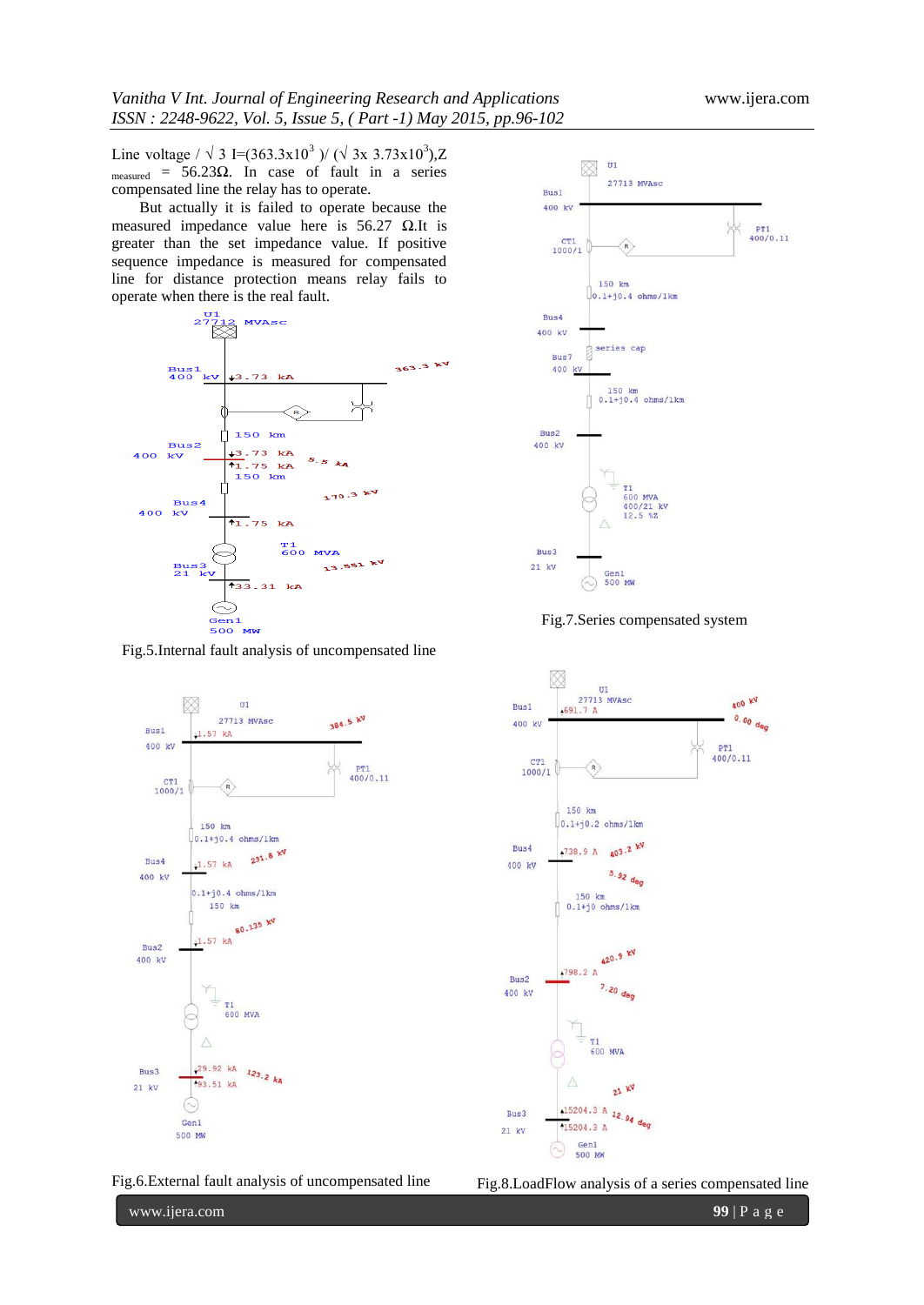Line voltage / √ 3 I=($363.3 \times 10^3$ )/ (√ 3x $3.73 \times 10^3$),$Z_{measured}$ = 56.23Ω. In case of fault in a series compensated line the relay has to operate.

But actually it is failed to operate because the measured impedance value here is 56.27 Ω.It is greater than the set impedance value. If positive sequence impedance is measured for compensated line for distance protection means relay fails to operate when there is the real fault.

Fig.5.Internal fault analysis of uncompensated line

Fig.6.External fault analysis of uncompensated line

Fig.7.Series compensated system

Fig.8.LoadFlow analysis of a series compensated line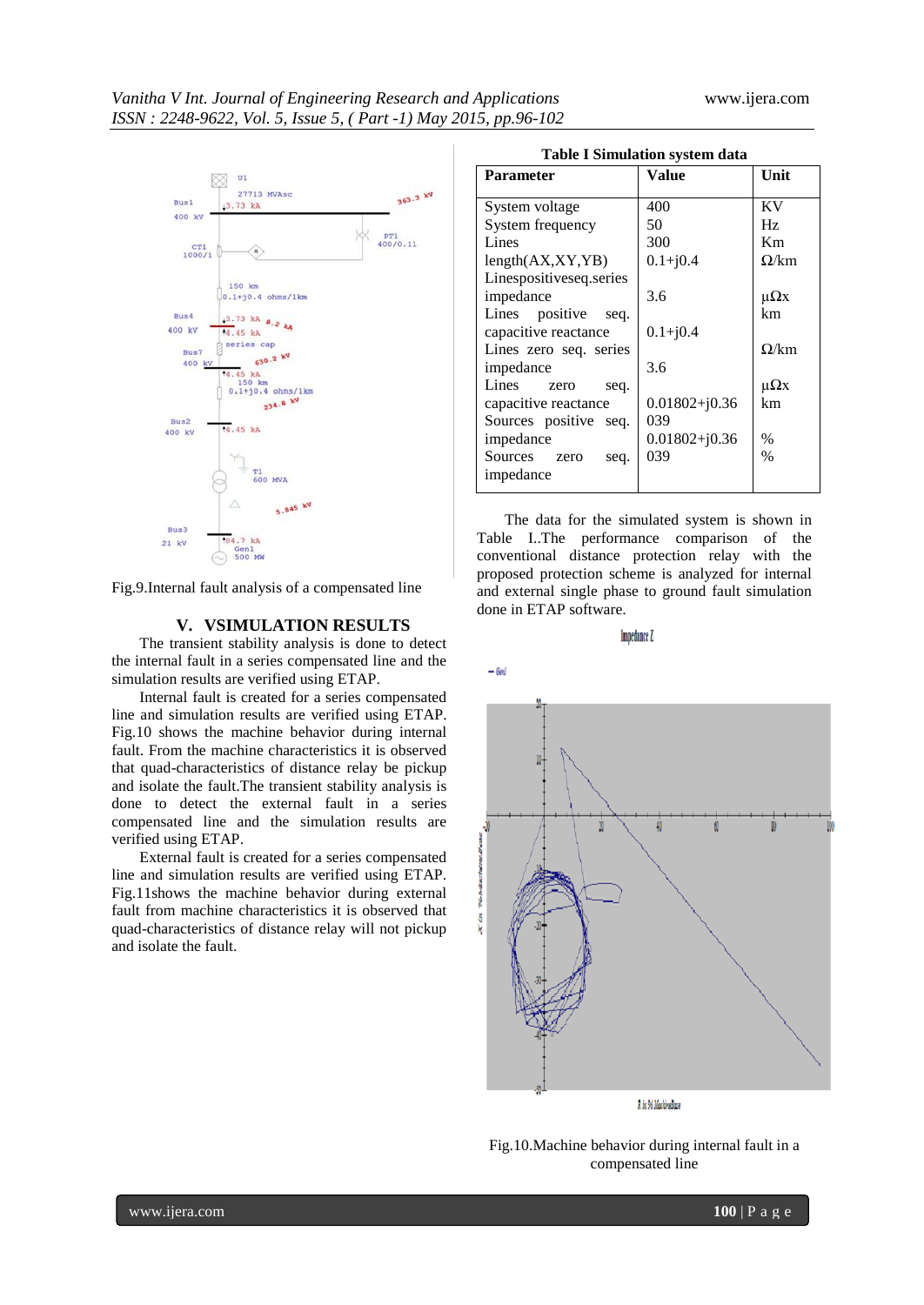Fig.9.Internal fault analysis of a compensated line

## V. VSIMULATION RESULTS

The transient stability analysis is done to detect the internal fault in a series compensated line and the simulation results are verified using ETAP.

Internal fault is created for a series compensated line and simulation results are verified using ETAP. Fig.10 shows the machine behavior during internal fault. From the machine characteristics it is observed that quad-characteristics of distance relay be pickup and isolate the fault.The transient stability analysis is done to detect the external fault in a series compensated line and the simulation results are verified using ETAP.

External fault is created for a series compensated line and simulation results are verified using ETAP. Fig.11shows the machine behavior during external fault from machine characteristics it is observed that quad-characteristics of distance relay will not pickup and isolate the fault.

**Table I Simulation system data**

| Parameter | Value | Unit |
|---|---|---|
| System voltage | 400 | KV |
| System frequency | 50 | Hz |
| Lines length(AX,XY,YB) | 300 | Km |
| Linespositiveseq.series impedance | 0.1+j0.4 | Ω/km |
| Lines positive seq. capacitive reactance | 3.6 | μΩx km |
| Lines zero seq. series impedance | 0.1+j0.4 | Ω/km |
| Lines zero seq. capacitive reactance | 3.6 | μΩx km |
| Sources positive seq. impedance | 0.01802+j0.36 039 | % |
| Sources zero seq. impedance | 0.01802+j0.36 039 | % |

The data for the simulated system is shown in Table I..The performance comparison of the conventional distance protection relay with the proposed protection scheme is analyzed for internal and external single phase to ground fault simulation done in ETAP software.

Fig.10.Machine behavior during internal fault in a compensated line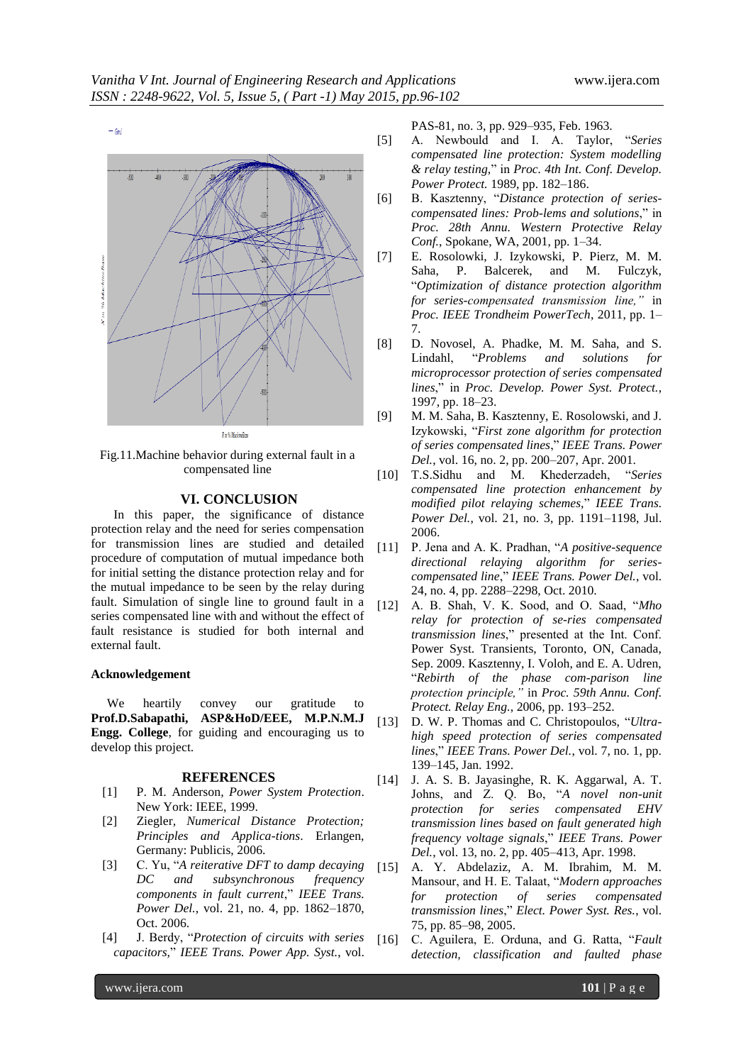Fig.11.Machine behavior during external fault in a compensated line

## VI. CONCLUSION

In this paper, the significance of distance protection relay and the need for series compensation for transmission lines are studied and detailed procedure of computation of mutual impedance both for initial setting the distance protection relay and for the mutual impedance to be seen by the relay during fault. Simulation of single line to ground fault in a series compensated line with and without the effect of fault resistance is studied for both internal and external fault.

### Acknowledgement

We heartily convey our gratitude to **Prof.D.Sabapathi, ASP&HoD/EEE, M.P.N.M.J Engg. College**, for guiding and encouraging us to develop this project.

## REFERENCES

[1] P. M. Anderson, *Power System Protection*. New York: IEEE, 1999.

[2] Ziegler, *Numerical Distance Protection; Principles and Applica-tions*. Erlangen, Germany: Publicis, 2006.

[3] C. Yu, "*A reiterative DFT to damp decaying DC and subsynchronous frequency components in fault current*," *IEEE Trans. Power Del.*, vol. 21, no. 4, pp. 1862–1870, Oct. 2006.

[4] J. Berdy, "*Protection of circuits with series capacitors*," *IEEE Trans. Power App. Syst.*, vol. PAS-81, no. 3, pp. 929–935, Feb. 1963.

[5] A. Newbould and I. A. Taylor, "*Series compensated line protection: System modelling & relay testing*," in *Proc. 4th Int. Conf. Develop. Power Protect.* 1989, pp. 182–186.

[6] B. Kasztenny, "*Distance protection of series-compensated lines: Prob-lems and solutions*," in *Proc. 28th Annu. Western Protective Relay Conf.*, Spokane, WA, 2001, pp. 1–34.

[7] E. Rosolowski, J. Izykowski, P. Pierz, M. M. Saha, P. Balcerek, and M. Fulczyk, "*Optimization of distance protection algorithm for series-compensated transmission line,*" in *Proc. IEEE Trondheim PowerTech*, 2011, pp. 1–7.

[8] D. Novosel, A. Phadke, M. M. Saha, and S. Lindahl, "*Problems and solutions for microprocessor protection of series compensated lines*," in *Proc. Develop. Power Syst. Protect.*, 1997, pp. 18–23.

[9] M. M. Saha, B. Kasztenny, E. Rosolowski, and J. Izykowski, "*First zone algorithm for protection of series compensated lines*," *IEEE Trans. Power Del.*, vol. 16, no. 2, pp. 200–207, Apr. 2001.

[10] T.S.Sidhu and M. Khederzadeh, "*Series compensated line protection enhancement by modified pilot relaying schemes*," *IEEE Trans. Power Del.*, vol. 21, no. 3, pp. 1191–1198, Jul. 2006.

[11] P. Jena and A. K. Pradhan, "*A positive-sequence directional relaying algorithm for series-compensated line*," *IEEE Trans. Power Del.*, vol. 24, no. 4, pp. 2288–2298, Oct. 2010.

[12] A. B. Shah, V. K. Sood, and O. Saad, "*Mho relay for protection of se-ries compensated transmission lines*," presented at the Int. Conf. Power Syst. Transients, Toronto, ON, Canada, Sep. 2009. Kasztenny, I. Voloh, and E. A. Udren, "*Rebirth of the phase com-parison line protection principle,*" in *Proc. 59th Annu. Conf. Protect. Relay Eng.*, 2006, pp. 193–252.

[13] D. W. P. Thomas and C. Christopoulos, "*Ultra-high speed protection of series compensated lines*," *IEEE Trans. Power Del.*, vol. 7, no. 1, pp. 139–145, Jan. 1992.

[14] J. A. S. B. Jayasinghe, R. K. Aggarwal, A. T. Johns, and Z. Q. Bo, "*A novel non-unit protection for series compensated EHV transmission lines based on fault generated high frequency voltage signals*," *IEEE Trans. Power Del.*, vol. 13, no. 2, pp. 405–413, Apr. 1998.

[15] A. Y. Abdelaziz, A. M. Ibrahim, M. M. Mansour, and H. E. Talaat, "*Modern approaches for protection of series compensated transmission lines*," *Elect. Power Syst. Res.*, vol. 75, pp. 85–98, 2005.

[16] C. Aguilera, E. Orduna, and G. Ratta, "*Fault detection, classification and faulted phase*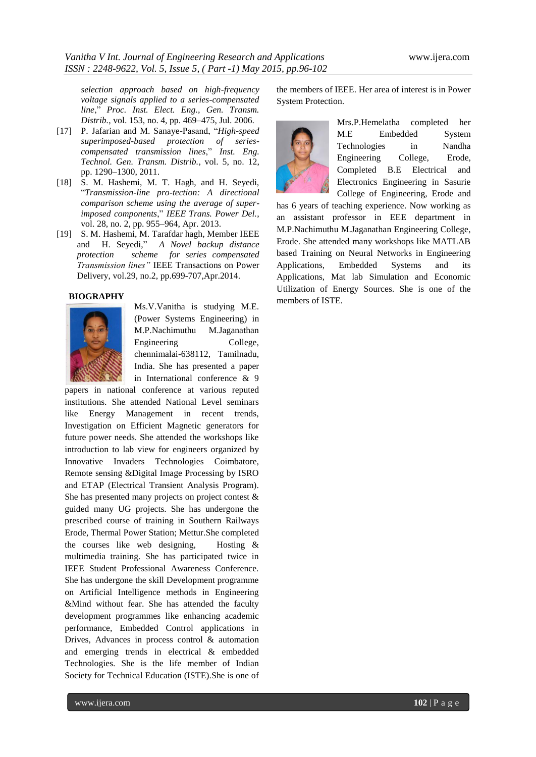*selection approach based on high-frequency voltage signals applied to a series-compensated line*," *Proc. Inst. Elect. Eng., Gen. Transm. Distrib.*, vol. 153, no. 4, pp. 469–475, Jul. 2006.

[17] P. Jafarian and M. Sanaye-Pasand, "*High-speed superimposed-based protection of series-compensated transmission lines*," *Inst. Eng. Technol. Gen. Transm. Distrib.*, vol. 5, no. 12, pp. 1290–1300, 2011.

[18] S. M. Hashemi, M. T. Hagh, and H. Seyedi, "*Transmission-line pro-tection: A directional comparison scheme using the average of super-imposed components*," *IEEE Trans. Power Del.*, vol. 28, no. 2, pp. 955–964, Apr. 2013.

[19] S. M. Hashemi, M. Tarafdar hagh, Member IEEE and H. Seyedi," *A Novel backup distance protection scheme for series compensated Transmission lines"* IEEE Transactions on Power Delivery, vol.29, no.2, pp.699-707,Apr.2014.

**BIOGRAPHY**

Ms.V.Vanitha is studying M.E. (Power Systems Engineering) in M.P.Nachimuthu M.Jaganathan Engineering College, chennimalai-638112, Tamilnadu, India. She has presented a paper in International conference & 9 papers in national conference at various reputed institutions. She attended National Level seminars like Energy Management in recent trends, Investigation on Efficient Magnetic generators for future power needs. She attended the workshops like introduction to lab view for engineers organized by Innovative Invaders Technologies Coimbatore, Remote sensing &Digital Image Processing by ISRO and ETAP (Electrical Transient Analysis Program). She has presented many projects on project contest & guided many UG projects. She has undergone the prescribed course of training in Southern Railways Erode, Thermal Power Station; Mettur.She completed the courses like web designing, Hosting & multimedia training. She has participated twice in IEEE Student Professional Awareness Conference. She has undergone the skill Development programme on Artificial Intelligence methods in Engineering &Mind without fear. She has attended the faculty development programmes like enhancing academic performance, Embedded Control applications in Drives, Advances in process control & automation and emerging trends in electrical & embedded Technologies. She is the life member of Indian Society for Technical Education (ISTE).She is one of the members of IEEE. Her area of interest is in Power System Protection.

Mrs.P.Hemelatha completed her M.E Embedded System Technologies in Nandha Engineering College, Erode, Completed B.E Electrical and Electronics Engineering in Sasurie College of Engineering, Erode and has 6 years of teaching experience. Now working as an assistant professor in EEE department in M.P.Nachimuthu M.Jaganathan Engineering College, Erode. She attended many workshops like MATLAB based Training on Neural Networks in Engineering Applications, Embedded Systems and its Applications, Mat lab Simulation and Economic Utilization of Energy Sources. She is one of the members of ISTE.